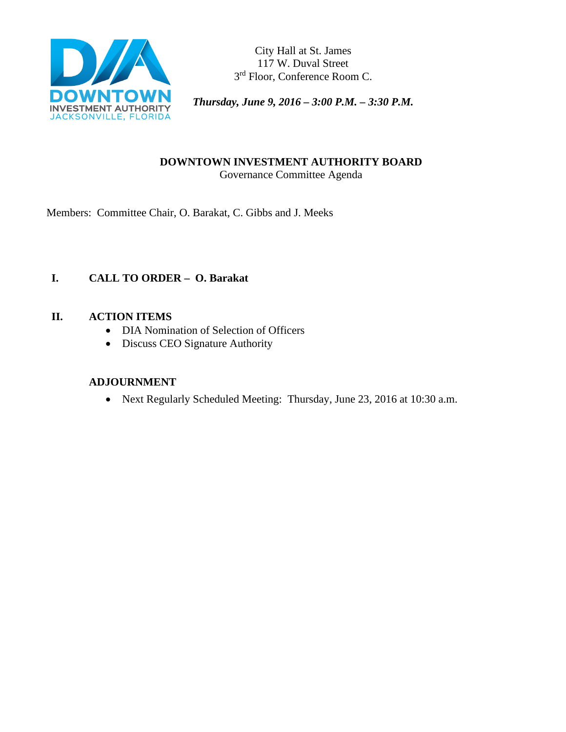DOWNTOWN INVESTMENT AUTHORITY JACKSONVILLE, FLORIDA

City Hall at St. James
117 W. Duval Street
3rd Floor, Conference Room C.

***Thursday, June 9, 2016 – 3:00 P.M. – 3:30 P.M.***

**DOWNTOWN INVESTMENT AUTHORITY BOARD**
Governance Committee Agenda

Members: Committee Chair, O. Barakat, C. Gibbs and J. Meeks

**I. CALL TO ORDER – O. Barakat**

**II. ACTION ITEMS**

- DIA Nomination of Selection of Officers
- Discuss CEO Signature Authority

**ADJOURNMENT**

- Next Regularly Scheduled Meeting: Thursday, June 23, 2016 at 10:30 a.m.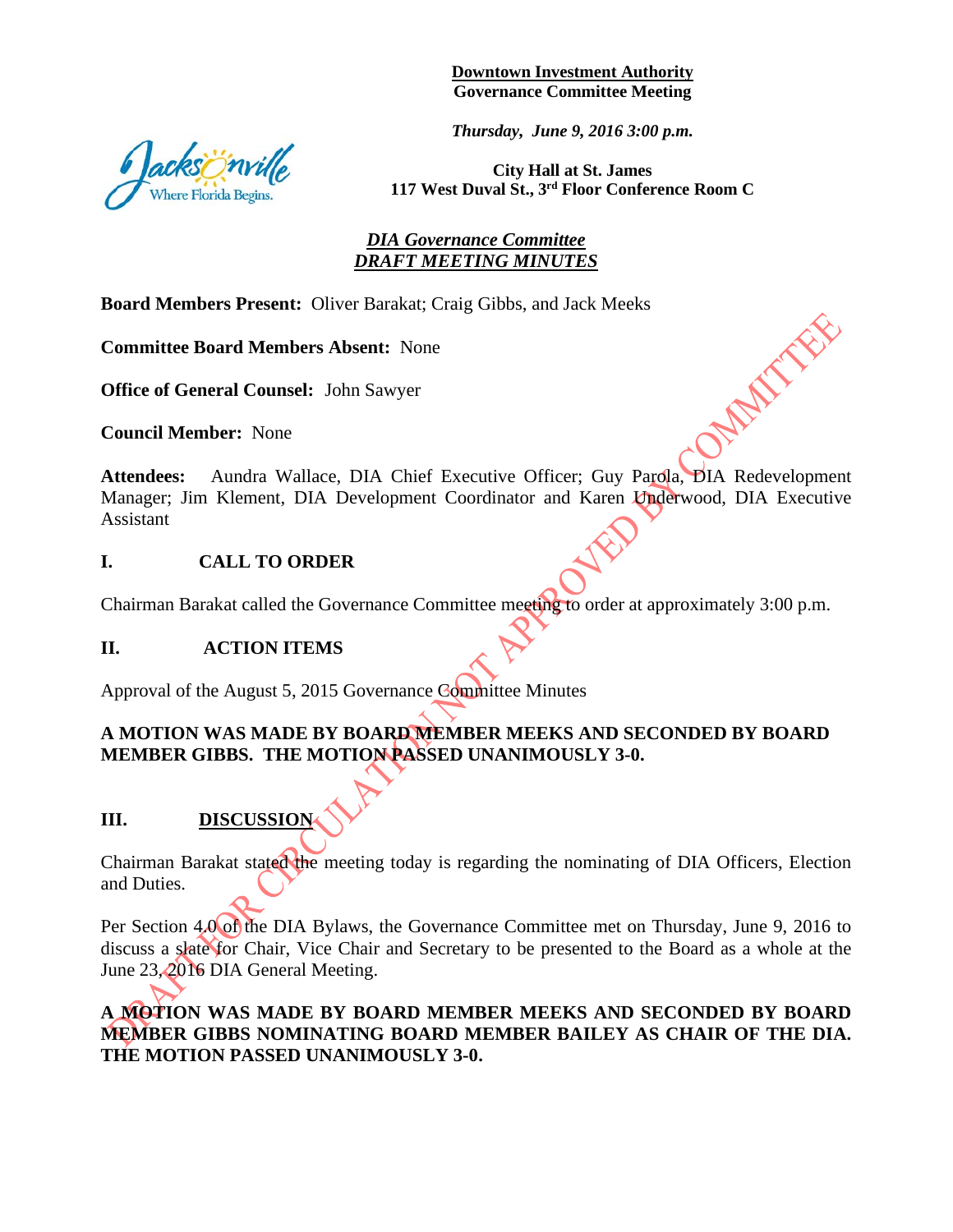**Downtown Investment Authority**
**Governance Committee Meeting**

*Thursday, June 9, 2016 3:00 p.m.*

**City Hall at St. James**
**117 West Duval St., 3rd Floor Conference Room C**

***DIA Governance Committee***
***DRAFT MEETING MINUTES***

**Board Members Present:** Oliver Barakat; Craig Gibbs, and Jack Meeks

**Committee Board Members Absent:** None

**Office of General Counsel:** John Sawyer

**Council Member:** None

**Attendees:** Aundra Wallace, DIA Chief Executive Officer; Guy Parola, DIA Redevelopment Manager; Jim Klement, DIA Development Coordinator and Karen Underwood, DIA Executive Assistant

## I. CALL TO ORDER

Chairman Barakat called the Governance Committee meeting to order at approximately 3:00 p.m.

## II. ACTION ITEMS

Approval of the August 5, 2015 Governance Committee Minutes

**A MOTION WAS MADE BY BOARD MEMBER MEEKS AND SECONDED BY BOARD MEMBER GIBBS. THE MOTION PASSED UNANIMOUSLY 3-0.**

## III. DISCUSSION

Chairman Barakat stated the meeting today is regarding the nominating of DIA Officers, Election and Duties.

Per Section 4.0 of the DIA Bylaws, the Governance Committee met on Thursday, June 9, 2016 to discuss a slate for Chair, Vice Chair and Secretary to be presented to the Board as a whole at the June 23, 2016 DIA General Meeting.

**A MOTION WAS MADE BY BOARD MEMBER MEEKS AND SECONDED BY BOARD MEMBER GIBBS NOMINATING BOARD MEMBER BAILEY AS CHAIR OF THE DIA. THE MOTION PASSED UNANIMOUSLY 3-0.**

DRAFT FOR CIRCULATION NOT APPROVED BY COMMITTEE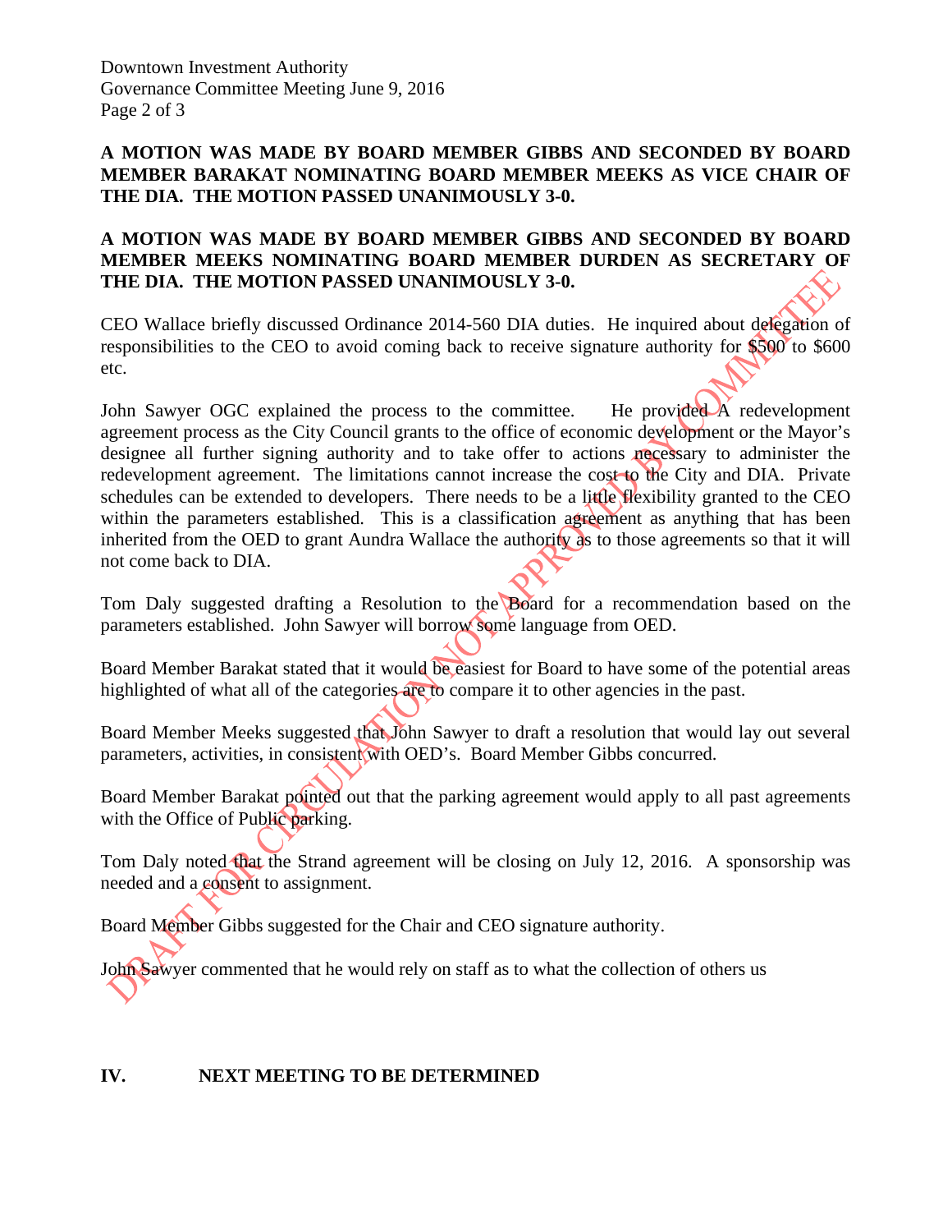**A MOTION WAS MADE BY BOARD MEMBER GIBBS AND SECONDED BY BOARD MEMBER BARAKAT NOMINATING BOARD MEMBER MEEKS AS VICE CHAIR OF THE DIA. THE MOTION PASSED UNANIMOUSLY 3-0.**

**A MOTION WAS MADE BY BOARD MEMBER GIBBS AND SECONDED BY BOARD MEMBER MEEKS NOMINATING BOARD MEMBER DURDEN AS SECRETARY OF THE DIA. THE MOTION PASSED UNANIMOUSLY 3-0.**

CEO Wallace briefly discussed Ordinance 2014-560 DIA duties. He inquired about delegation of responsibilities to the CEO to avoid coming back to receive signature authority for $500 to $600 etc.

John Sawyer OGC explained the process to the committee. He provided A redevelopment agreement process as the City Council grants to the office of economic development or the Mayor's designee all further signing authority and to take offer to actions necessary to administer the redevelopment agreement. The limitations cannot increase the cost to the City and DIA. Private schedules can be extended to developers. There needs to be a little flexibility granted to the CEO within the parameters established. This is a classification agreement as anything that has been inherited from the OED to grant Aundra Wallace the authority as to those agreements so that it will not come back to DIA.

Tom Daly suggested drafting a Resolution to the Board for a recommendation based on the parameters established. John Sawyer will borrow some language from OED.

Board Member Barakat stated that it would be easiest for Board to have some of the potential areas highlighted of what all of the categories are to compare it to other agencies in the past.

Board Member Meeks suggested that John Sawyer to draft a resolution that would lay out several parameters, activities, in consistent with OED's. Board Member Gibbs concurred.

Board Member Barakat pointed out that the parking agreement would apply to all past agreements with the Office of Public parking.

Tom Daly noted that the Strand agreement will be closing on July 12, 2016. A sponsorship was needed and a consent to assignment.

Board Member Gibbs suggested for the Chair and CEO signature authority.

John Sawyer commented that he would rely on staff as to what the collection of others us

## IV. NEXT MEETING TO BE DETERMINED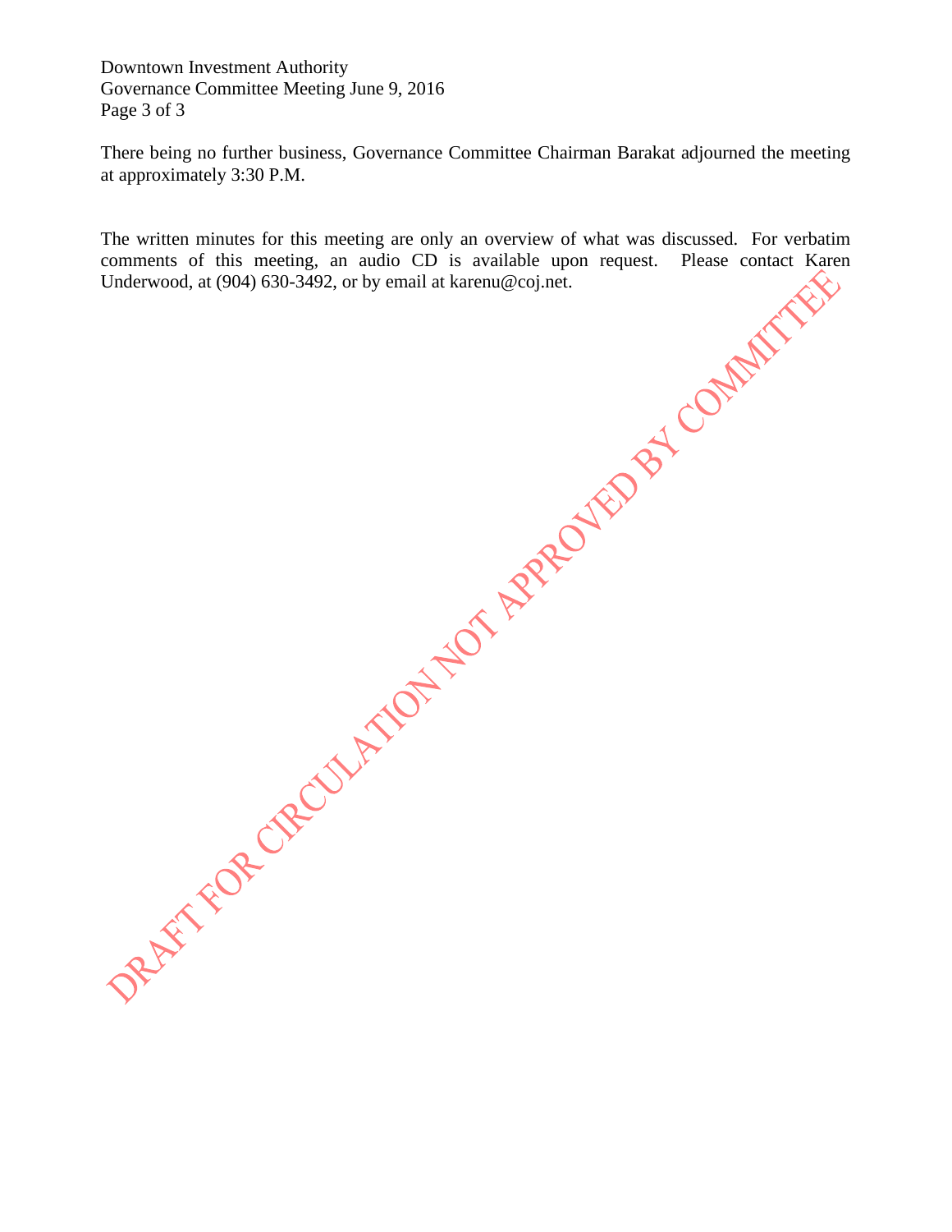There being no further business, Governance Committee Chairman Barakat adjourned the meeting at approximately 3:30 P.M.

The written minutes for this meeting are only an overview of what was discussed. For verbatim comments of this meeting, an audio CD is available upon request. Please contact Karen Underwood, at (904) 630-3492, or by email at karenu@coj.net.

DRAFT FOR CIRCULATION NOT APPROVED BY COMMITTEE